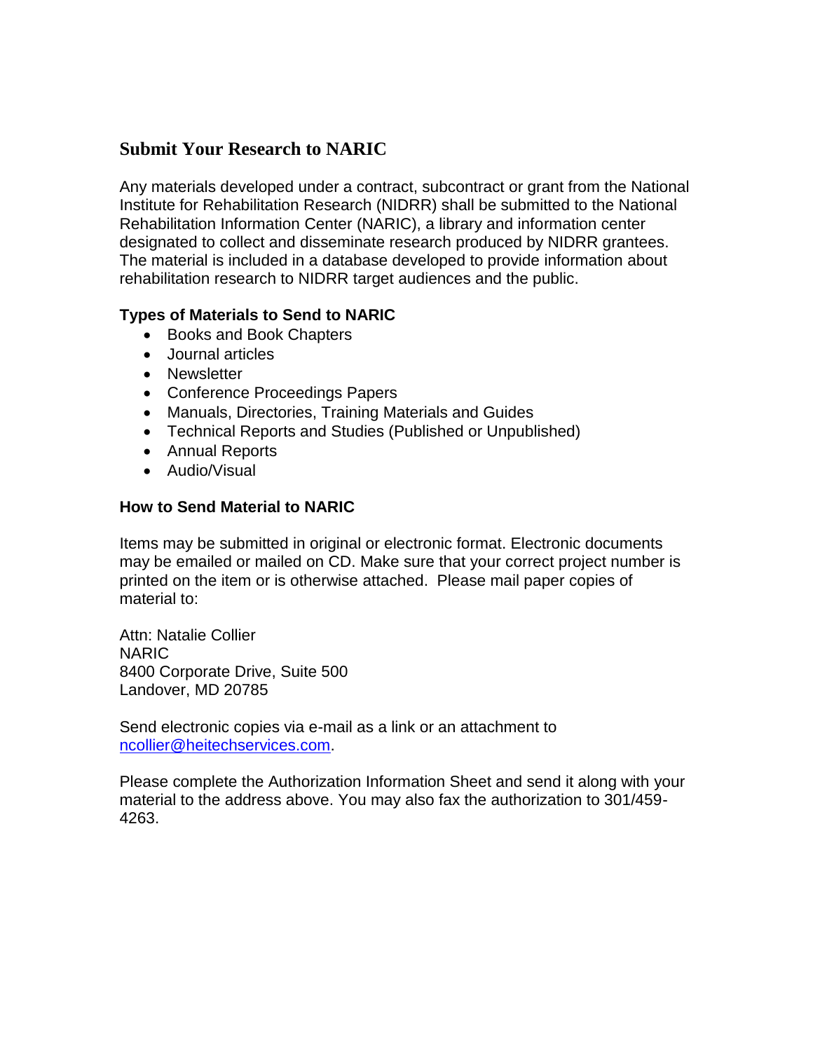## Submit Your Research to NARIC

Any materials developed under a contract, subcontract or grant from the National Institute for Rehabilitation Research (NIDRR) shall be submitted to the National Rehabilitation Information Center (NARIC), a library and information center designated to collect and disseminate research produced by NIDRR grantees. The material is included in a database developed to provide information about rehabilitation research to NIDRR target audiences and the public.

**Types of Materials to Send to NARIC**

- Books and Book Chapters
- Journal articles
- Newsletter
- Conference Proceedings Papers
- Manuals, Directories, Training Materials and Guides
- Technical Reports and Studies (Published or Unpublished)
- Annual Reports
- Audio/Visual

**How to Send Material to NARIC**

Items may be submitted in original or electronic format. Electronic documents may be emailed or mailed on CD. Make sure that your correct project number is printed on the item or is otherwise attached. Please mail paper copies of material to:

Attn: Natalie Collier
NARIC
8400 Corporate Drive, Suite 500
Landover, MD 20785

Send electronic copies via e-mail as a link or an attachment to ncollier@heitechservices.com.

Please complete the Authorization Information Sheet and send it along with your material to the address above. You may also fax the authorization to 301/459-4263.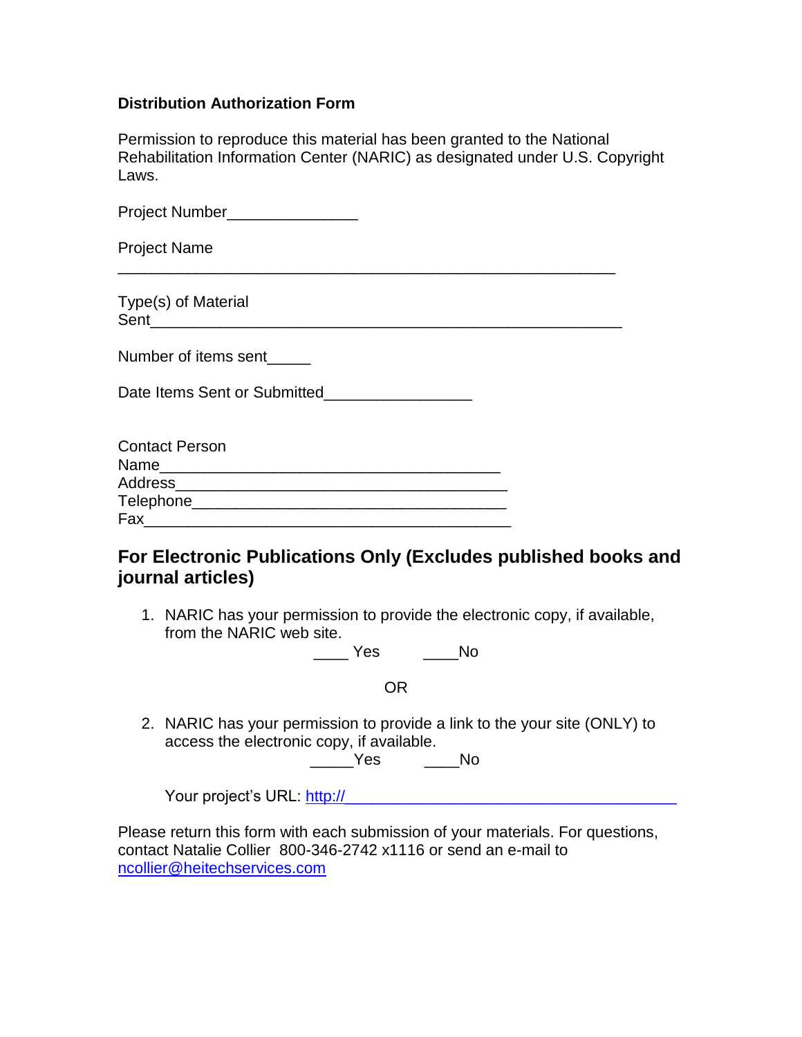**Distribution Authorization Form**

Permission to reproduce this material has been granted to the National Rehabilitation Information Center (NARIC) as designated under U.S. Copyright Laws.

Project Number_______________

Project Name
_________________________________________________________

Type(s) of Material Sent_______________________________________________________

Number of items sent_____

Date Items Sent or Submitted_________________

Contact Person
Name_______________________________________
Address______________________________________
Telephone____________________________________
Fax__________________________________________

## For Electronic Publications Only (Excludes published books and journal articles)

1. NARIC has your permission to provide the electronic copy, if available, from the NARIC web site.

   ____ Yes ____No

OR

2. NARIC has your permission to provide a link to the your site (ONLY) to access the electronic copy, if available.

   _____Yes ____No

   Your project's URL: http://_______________________________________

Please return this form with each submission of your materials. For questions, contact Natalie Collier 800-346-2742 x1116 or send an e-mail to ncollier@heitechservices.com